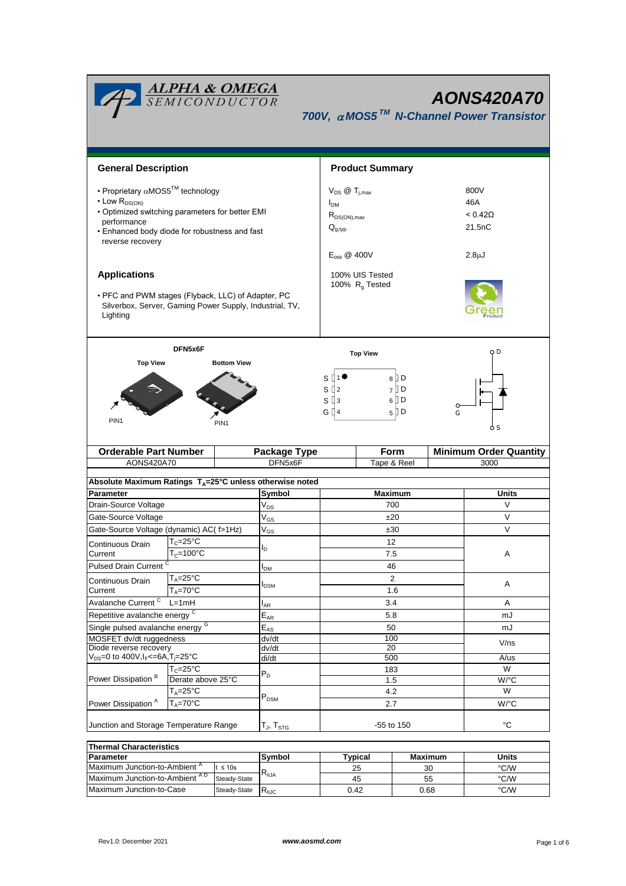# AONS420A70

## 700V, αMOS5™ N-Channel Power Transistor

### General Description

- Proprietary αMOS5™ technology
- Low $R_{DS(ON)}$
- Optimized switching parameters for better EMI performance
- Enhanced body diode for robustness and fast reverse recovery

### Applications

- PFC and PWM stages (Flyback, LLC) of Adapter, PC Silverbox, Server, Gaming Power Supply, Industrial, TV, Lighting

### Product Summary

| Parameter | Value |
|---|---|
| $V_{DS}$ @ $T_{j,max}$ | 800V |
| $I_{DM}$ | 46A |
| $R_{DS(ON),max}$ | < 0.42Ω |
| $Q_{g,typ}$ | 21.5nC |
| $E_{oss}$ @ 400V | 2.8μJ |

100% UIS Tested
100% $R_g$ Tested

DFN5x6F

Top View / Bottom View

PIN1

Top View: S 1, S 2, S 3, G 4 / 8 D, 7 D, 6 D, 5 D

| Orderable Part Number | Package Type | Form | Minimum Order Quantity |
|---|---|---|---|
| AONS420A70 | DFN5x6F | Tape & Reel | 3000 |

**Absolute Maximum Ratings $T_A$=25°C unless otherwise noted**

| Parameter | | Symbol | Maximum | Units |
|---|---|---|---|---|
| Drain-Source Voltage | | $V_{DS}$ | 700 | V |
| Gate-Source Voltage | | $V_{GS}$ | ±20 | V |
| Gate-Source Voltage (dynamic) AC( f>1Hz) | | $V_{GS}$ | ±30 | V |
| Continuous Drain Current | $T_C$=25°C | $I_D$ | 12 | A |
| | $T_C$=100°C | | 7.5 | |
| Pulsed Drain Current C | | $I_{DM}$ | 46 | |
| Continuous Drain Current | $T_A$=25°C | $I_{DSM}$ | 2 | A |
| | $T_A$=70°C | | 1.6 | |
| Avalanche Current C | L=1mH | $I_{AR}$ | 3.4 | A |
| Repetitive avalanche energy C | | $E_{AR}$ | 5.8 | mJ |
| Single pulsed avalanche energy G | | $E_{AS}$ | 50 | mJ |
| MOSFET dv/dt ruggedness | | dv/dt | 100 | V/ns |
| Diode reverse recovery | | dv/dt | 20 | |
| $V_{DS}$=0 to 400V, $I_F$<=6A, $T_j$=25°C | | di/dt | 500 | A/us |
| Power Dissipation B | $T_C$=25°C | $P_D$ | 183 | W |
| | Derate above 25°C | | 1.5 | W/°C |
| Power Dissipation A | $T_A$=25°C | $P_{DSM}$ | 4.2 | W |
| | $T_A$=70°C | | 2.7 | W/°C |
| Junction and Storage Temperature Range | | $T_J$, $T_{STG}$ | -55 to 150 | °C |

**Thermal Characteristics**

| Parameter | | Symbol | Typical | Maximum | Units |
|---|---|---|---|---|---|
| Maximum Junction-to-Ambient A | t ≤ 10s | $R_{\theta JA}$ | 25 | 30 | °C/W |
| Maximum Junction-to-Ambient A D | Steady-State | | 45 | 55 | °C/W |
| Maximum Junction-to-Case | Steady-State | $R_{\theta JC}$ | 0.42 | 0.68 | °C/W |

Rev1.0: December 2021 www.aosmd.com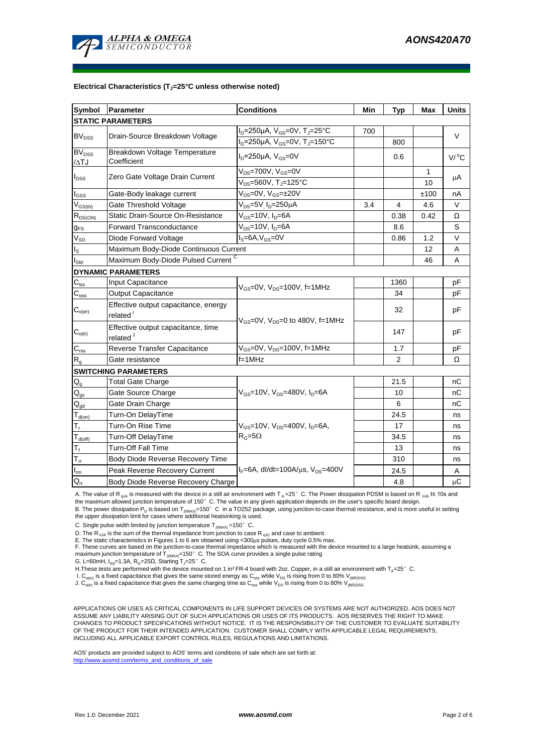### Electrical Characteristics ($T_J$=25°C unless otherwise noted)

| Symbol | Parameter | Conditions | Min | Typ | Max | Units |
|---|---|---|---|---|---|---|
| **STATIC PARAMETERS** | | | | | | |
| $BV_{DSS}$ | Drain-Source Breakdown Voltage | $I_D$=250µA, $V_{GS}$=0V, $T_J$=25°C | 700 | | | V |
| | | $I_D$=250µA, $V_{GS}$=0V, $T_J$=150°C | | 800 | | |
| $BV_{DSS}$ /ΔTJ | Breakdown Voltage Temperature Coefficient | $I_D$=250µA, $V_{GS}$=0V | | 0.6 | | V/°C |
| $I_{DSS}$ | Zero Gate Voltage Drain Current | $V_{DS}$=700V, $V_{GS}$=0V | | | 1 | µA |
| | | $V_{DS}$=560V, $T_J$=125°C | | | 10 | |
| $I_{GSS}$ | Gate-Body leakage current | $V_{DS}$=0V, $V_{GS}$=±20V | | | ±100 | nA |
| $V_{GS(th)}$ | Gate Threshold Voltage | $V_{DS}$=5V, $I_D$=250µA | 3.4 | 4 | 4.6 | V |
| $R_{DS(ON)}$ | Static Drain-Source On-Resistance | $V_{GS}$=10V, $I_D$=6A | | 0.38 | 0.42 | Ω |
| $g_{FS}$ | Forward Transconductance | $V_{DS}$=10V, $I_D$=6A | | 8.6 | | S |
| $V_{SD}$ | Diode Forward Voltage | $I_S$=6A, $V_{GS}$=0V | | 0.86 | 1.2 | V |
| $I_S$ | Maximum Body-Diode Continuous Current | | | | 12 | A |
| $I_{SM}$ | Maximum Body-Diode Pulsed Current [C] | | | | 46 | A |
| **DYNAMIC PARAMETERS** | | | | | | |
| $C_{iss}$ | Input Capacitance | $V_{GS}$=0V, $V_{DS}$=100V, f=1MHz | | 1360 | | pF |
| $C_{oss}$ | Output Capacitance | | | 34 | | pF |
| $C_{o(er)}$ | Effective output capacitance, energy related [I] | $V_{GS}$=0V, $V_{DS}$=0 to 480V, f=1MHz | | 32 | | pF |
| $C_{o(tr)}$ | Effective output capacitance, time related [J] | | | 147 | | pF |
| $C_{rss}$ | Reverse Transfer Capacitance | $V_{GS}$=0V, $V_{DS}$=100V, f=1MHz | | 1.7 | | pF |
| $R_g$ | Gate resistance | f=1MHz | | 2 | | Ω |
| **SWITCHING PARAMETERS** | | | | | | |
| $Q_g$ | Total Gate Charge | $V_{GS}$=10V, $V_{DS}$=480V, $I_D$=6A | | 21.5 | | nC |
| $Q_{gs}$ | Gate Source Charge | | | 10 | | nC |
| $Q_{gd}$ | Gate Drain Charge | | | 6 | | nC |
| $T_{d(on)}$ | Turn-On DelayTime | $V_{GS}$=10V, $V_{DS}$=400V, $I_D$=6A, $R_G$=5Ω | | 24.5 | | ns |
| $T_r$ | Turn-On Rise Time | | | 17 | | ns |
| $T_{d(off)}$ | Turn-Off DelayTime | | | 34.5 | | ns |
| $T_f$ | Turn-Off Fall Time | | | 13 | | ns |
| $T_{rr}$ | Body Diode Reverse Recovery Time | $I_F$=6A, dI/dt=100A/µs, $V_{DS}$=400V | | 310 | | ns |
| $I_{rm}$ | Peak Reverse Recovery Current | | | 24.5 | | A |
| $Q_{rr}$ | Body Diode Reverse Recovery Charge | | | 4.8 | | µC |

A. The value of $R_{\theta JA}$ is measured with the device in a still air environment with $T_A$=25°C. The Power dissipation PDSM is based on $R_{\theta JA}$ t≤ 10s and the maximum allowed junction temperature of 150°C. The value in any given application depends on the user's specific board design.
B. The power dissipation $P_D$ is based on $T_{J(MAX)}$=150°C in a TO252 package, using junction-to-case thermal resistance, and is more useful in setting the upper dissipation limit for cases where additional heatsinking is used.
C. Single pulse width limited by junction temperature $T_{J(MAX)}$=150°C.
D. The $R_{\theta JA}$ is the sum of the thermal impedance from junction to case $R_{\theta JC}$ and case to ambient.
E. The static characteristics in Figures 1 to 6 are obtained using <300µs pulses, duty cycle 0.5% max.
F. These curves are based on the junction-to-case thermal impedance which is measured with the device mounted to a large heatsink, assuming a maximum junction temperature of $T_{J(MAX)}$=150°C. The SOA curve provides a single pulse rating
G. L=60mH, $I_{AS}$=1.3A, $R_G$=25Ω, Starting $T_J$=25°C.
H.These tests are performed with the device mounted on 1 in² FR-4 board with 2oz. Copper, in a still air environment with $T_A$=25°C.
I. $C_{o(er)}$ is a fixed capacitance that gives the same stored energy as $C_{oss}$ while $V_{DS}$ is rising from 0 to 80% $V_{(BR)DSS}$.
J. $C_{o(tr)}$ is a fixed capacitance that gives the same charging time as $C_{oss}$ while $V_{DS}$ is rising from 0 to 80% $V_{(BR)DSS}$.

APPLICATIONS OR USES AS CRITICAL COMPONENTS IN LIFE SUPPORT DEVICES OR SYSTEMS ARE NOT AUTHORIZED. AOS DOES NOT ASSUME ANY LIABILITY ARISING OUT OF SUCH APPLICATIONS OR USES OF ITS PRODUCTS. AOS RESERVES THE RIGHT TO MAKE CHANGES TO PRODUCT SPECIFICATIONS WITHOUT NOTICE. IT IS THE RESPONSIBILITY OF THE CUSTOMER TO EVALUATE SUITABILITY OF THE PRODUCT FOR THEIR INTENDED APPLICATION. CUSTOMER SHALL COMPLY WITH APPLICABLE LEGAL REQUIREMENTS, INCLUDING ALL APPLICABLE EXPORT CONTROL RULES, REGULATIONS AND LIMITATIONS.

AOS' products are provided subject to AOS' terms and conditions of sale which are set forth at:
http://www.aosmd.com/terms_and_conditions_of_sale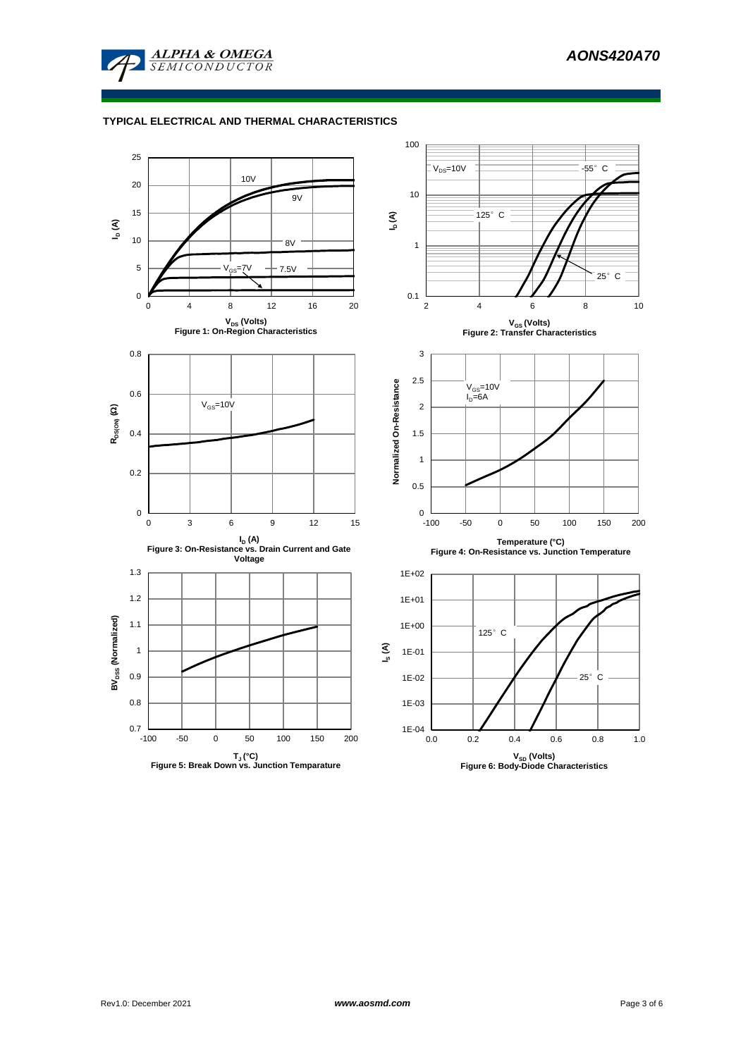## TYPICAL ELECTRICAL AND THERMAL CHARACTERISTICS

Figure 1: On-Region Characteristics

Figure 2: Transfer Characteristics

Figure 3: On-Resistance vs. Drain Current and Gate Voltage

Figure 4: On-Resistance vs. Junction Temperature

Figure 5: Break Down vs. Junction Temparature

Figure 6: Body-Diode Characteristics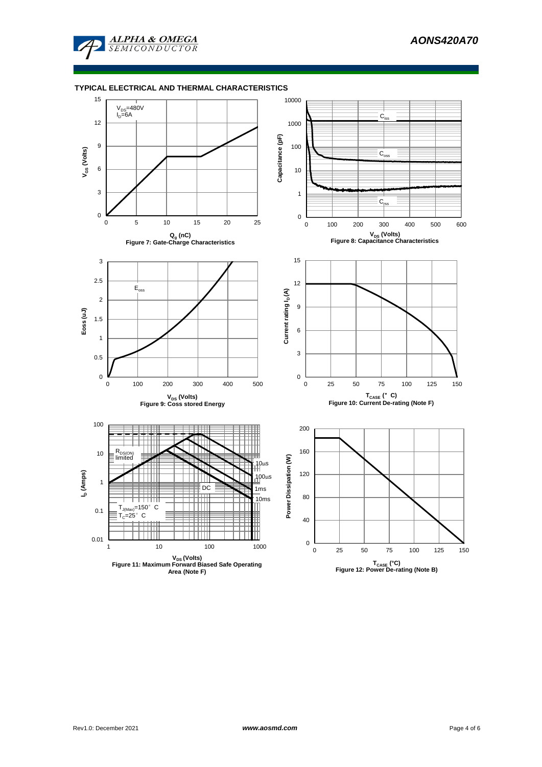### TYPICAL ELECTRICAL AND THERMAL CHARACTERISTICS

$V_{DS}$=480V
$I_D$=6A

$V_{GS}$ (Volts)

$Q_g$ (nC)

Figure 7: Gate-Charge Characteristics

$C_{iss}$

$C_{oss}$

$C_{rss}$

Capacitance (pF)

$V_{DS}$ (Volts)

Figure 8: Capacitance Characteristics

$E_{oss}$

Eoss (uJ)

$V_{DS}$ (Volts)

Figure 9: Coss stored Energy

Current rating $I_D$ (A)

$T_{CASE}$ (°C)

Figure 10: Current De-rating (Note F)

$R_{DS(ON)}$ limited

10µs

100µs

DC

1ms

10ms

$T_{J(Max)}$=150°C
$T_C$=25°C

$I_D$ (Amps)

$V_{DS}$ (Volts)

Figure 11: Maximum Forward Biased Safe Operating Area (Note F)

Power Dissipation (W)

$T_{CASE}$ (°C)

Figure 12: Power De-rating (Note B)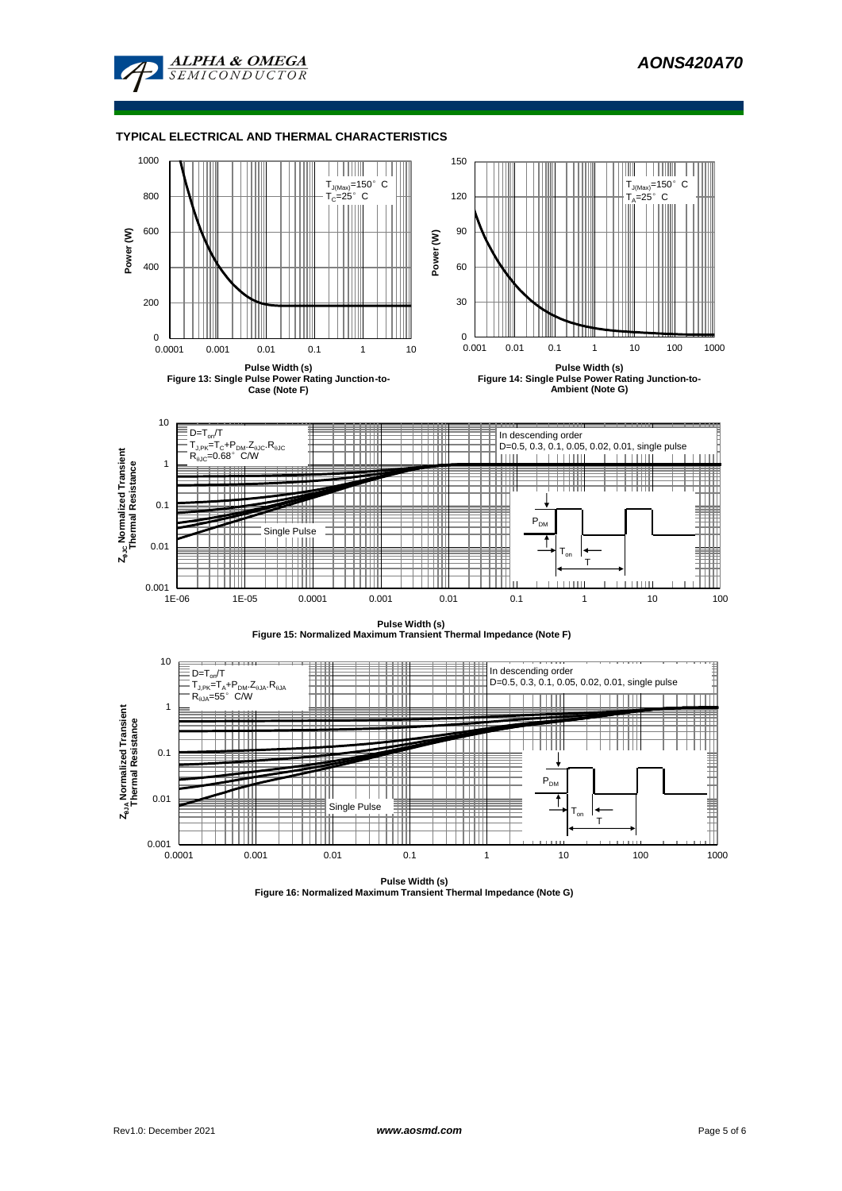## TYPICAL ELECTRICAL AND THERMAL CHARACTERISTICS

$T_{J(Max)}$=150° C
$T_C$=25° C

Power (W)

Pulse Width (s)

Figure 13: Single Pulse Power Rating Junction-to-Case (Note F)

$T_{J(Max)}$=150° C
$T_A$=25° C

Power (W)

Pulse Width (s)

Figure 14: Single Pulse Power Rating Junction-to-Ambient (Note G)

$D=T_{on}/T$
$T_{J,PK}=T_C+P_{DM}.Z_{\theta JC}.R_{\theta JC}$
$R_{\theta JC}$=0.68° C/W

In descending order
D=0.5, 0.3, 0.1, 0.05, 0.02, 0.01, single pulse

Single Pulse

$P_{DM}$, $T_{on}$, T

$Z_{\theta JC}$ Normalized Transient Thermal Resistance

Pulse Width (s)

Figure 15: Normalized Maximum Transient Thermal Impedance (Note F)

$D=T_{on}/T$
$T_{J,PK}=T_A+P_{DM}.Z_{\theta JA}.R_{\theta JA}$
$R_{\theta JA}$=55° C/W

In descending order
D=0.5, 0.3, 0.1, 0.05, 0.02, 0.01, single pulse

Single Pulse

$P_{DM}$, $T_{on}$, T

$Z_{\theta JA}$ Normalized Transient Thermal Resistance

Pulse Width (s)

Figure 16: Normalized Maximum Transient Thermal Impedance (Note G)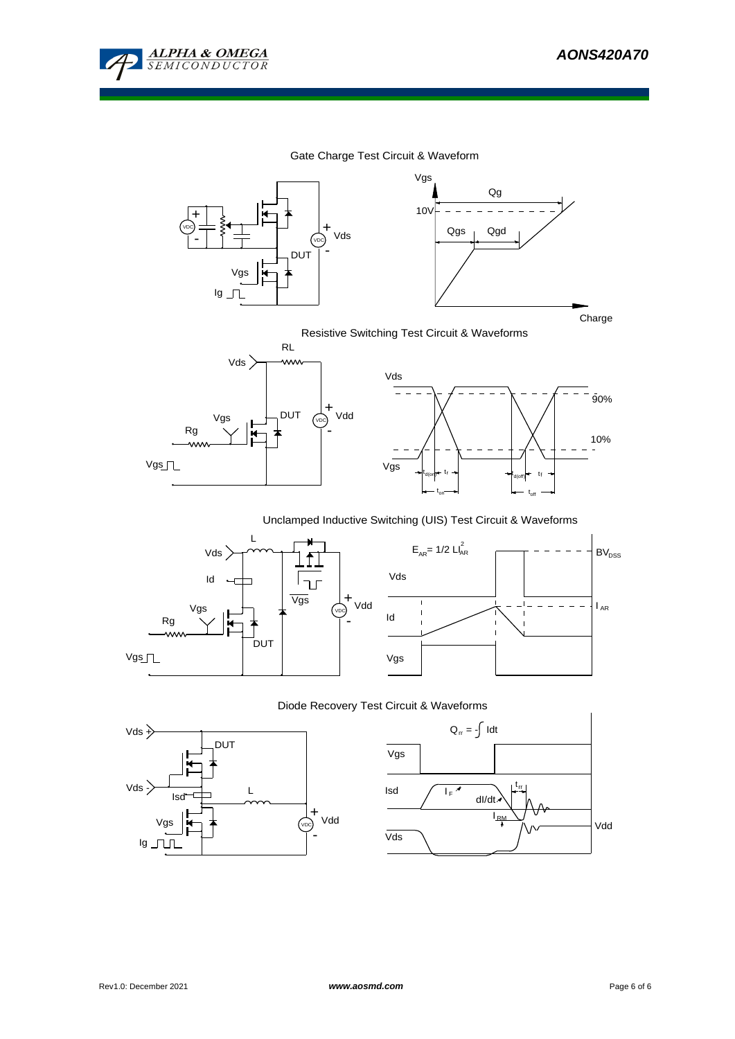## Gate Charge Test Circuit & Waveform

+
VDC
-
Vds
+
VDC
-
DUT
Vgs
Ig

Vgs
Qg
10V
Qgs
Qgd
Charge

## Resistive Switching Test Circuit & Waveforms

RL
Vds
Vgs
DUT
+
Vdd
VDC
-
Rg
Vgs

Vds
90%
10%
Vgs
$t_{d(on)}$
$t_r$
$t_{d(off)}$
$t_f$
$t_{on}$
$t_{off}$

## Unclamped Inductive Switching (UIS) Test Circuit & Waveforms

L
Vds
Id
Vgs
+
Vdd
VDC
-
Vgs
Rg
DUT
Vgs

$E_{AR} = 1/2\ LI_{AR}^2$
$BV_{DSS}$
Vds
Id
$I_{AR}$
Vgs

## Diode Recovery Test Circuit & Waveforms

Vds +
DUT
Vds -
Isd
L
+
Vdd
VDC
-
Vgs
Ig

$Q_{rr} = -\int Idt$
Vgs
Isd
$I_F$
$t_{rr}$
$dI/dt$
$I_{RM}$
Vds
Vdd